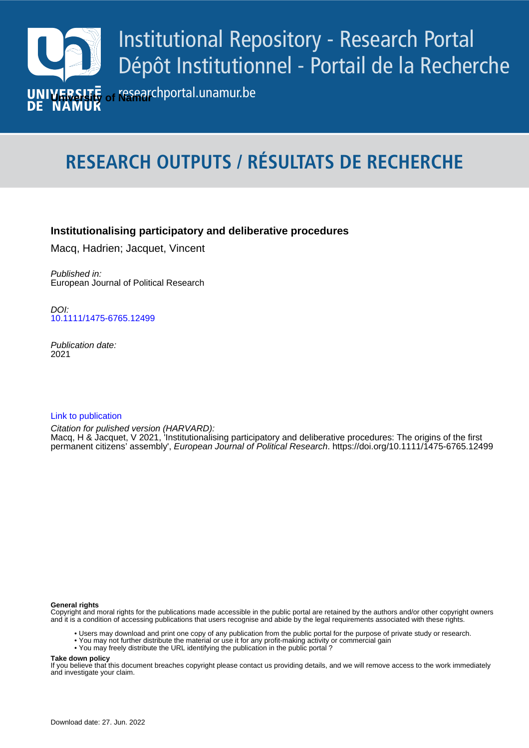Institutional Repository - Research Portal
Dépôt Institutionnel - Portail de la Recherche

University of Namur

researchportal.unamur.be

# RESEARCH OUTPUTS / RÉSULTATS DE RECHERCHE

**Institutionalising participatory and deliberative procedures**

Macq, Hadrien; Jacquet, Vincent

*Published in:*
European Journal of Political Research

*DOI:*
10.1111/1475-6765.12499

*Publication date:*
2021

Link to publication

*Citation for pulished version (HARVARD):*
Macq, H & Jacquet, V 2021, 'Institutionalising participatory and deliberative procedures: The origins of the first permanent citizens' assembly', *European Journal of Political Research*. https://doi.org/10.1111/1475-6765.12499

**General rights**
Copyright and moral rights for the publications made accessible in the public portal are retained by the authors and/or other copyright owners and it is a condition of accessing publications that users recognise and abide by the legal requirements associated with these rights.

- Users may download and print one copy of any publication from the public portal for the purpose of private study or research.
- You may not further distribute the material or use it for any profit-making activity or commercial gain
- You may freely distribute the URL identifying the publication in the public portal ?

**Take down policy**
If you believe that this document breaches copyright please contact us providing details, and we will remove access to the work immediately and investigate your claim.

Download date: 27. Jun. 2022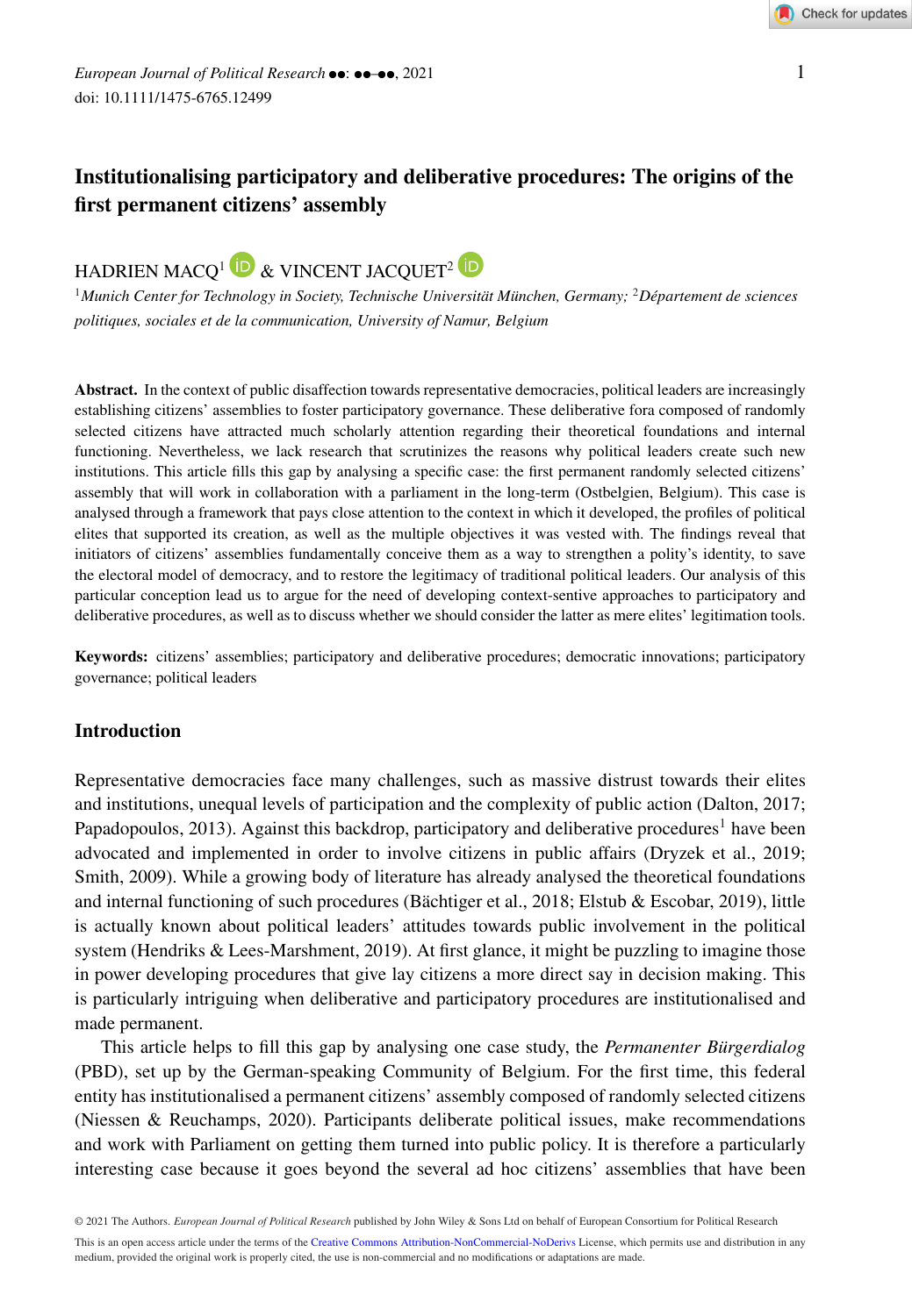# Institutionalising participatory and deliberative procedures: The origins of the first permanent citizens' assembly

HADRIEN MACQ[1] & VINCENT JACQUET[2]

[1]*Munich Center for Technology in Society, Technische Universität München, Germany;* [2]*Département de sciences politiques, sociales et de la communication, University of Namur, Belgium*

**Abstract.** In the context of public disaffection towards representative democracies, political leaders are increasingly establishing citizens' assemblies to foster participatory governance. These deliberative fora composed of randomly selected citizens have attracted much scholarly attention regarding their theoretical foundations and internal functioning. Nevertheless, we lack research that scrutinizes the reasons why political leaders create such new institutions. This article fills this gap by analysing a specific case: the first permanent randomly selected citizens' assembly that will work in collaboration with a parliament in the long-term (Ostbelgien, Belgium). This case is analysed through a framework that pays close attention to the context in which it developed, the profiles of political elites that supported its creation, as well as the multiple objectives it was vested with. The findings reveal that initiators of citizens' assemblies fundamentally conceive them as a way to strengthen a polity's identity, to save the electoral model of democracy, and to restore the legitimacy of traditional political leaders. Our analysis of this particular conception lead us to argue for the need of developing context-sentive approaches to participatory and deliberative procedures, as well as to discuss whether we should consider the latter as mere elites' legitimation tools.

**Keywords:** citizens' assemblies; participatory and deliberative procedures; democratic innovations; participatory governance; political leaders

## Introduction

Representative democracies face many challenges, such as massive distrust towards their elites and institutions, unequal levels of participation and the complexity of public action (Dalton, 2017; Papadopoulos, 2013). Against this backdrop, participatory and deliberative procedures[1] have been advocated and implemented in order to involve citizens in public affairs (Dryzek et al., 2019; Smith, 2009). While a growing body of literature has already analysed the theoretical foundations and internal functioning of such procedures (Bächtiger et al., 2018; Elstub & Escobar, 2019), little is actually known about political leaders' attitudes towards public involvement in the political system (Hendriks & Lees-Marshment, 2019). At first glance, it might be puzzling to imagine those in power developing procedures that give lay citizens a more direct say in decision making. This is particularly intriguing when deliberative and participatory procedures are institutionalised and made permanent.

This article helps to fill this gap by analysing one case study, the *Permanenter Bürgerdialog* (PBD), set up by the German-speaking Community of Belgium. For the first time, this federal entity has institutionalised a permanent citizens' assembly composed of randomly selected citizens (Niessen & Reuchamps, 2020). Participants deliberate political issues, make recommendations and work with Parliament on getting them turned into public policy. It is therefore a particularly interesting case because it goes beyond the several ad hoc citizens' assemblies that have been

© 2021 The Authors. *European Journal of Political Research* published by John Wiley & Sons Ltd on behalf of European Consortium for Political Research

This is an open access article under the terms of the Creative Commons Attribution-NonCommercial-NoDerivs License, which permits use and distribution in any medium, provided the original work is properly cited, the use is non-commercial and no modifications or adaptations are made.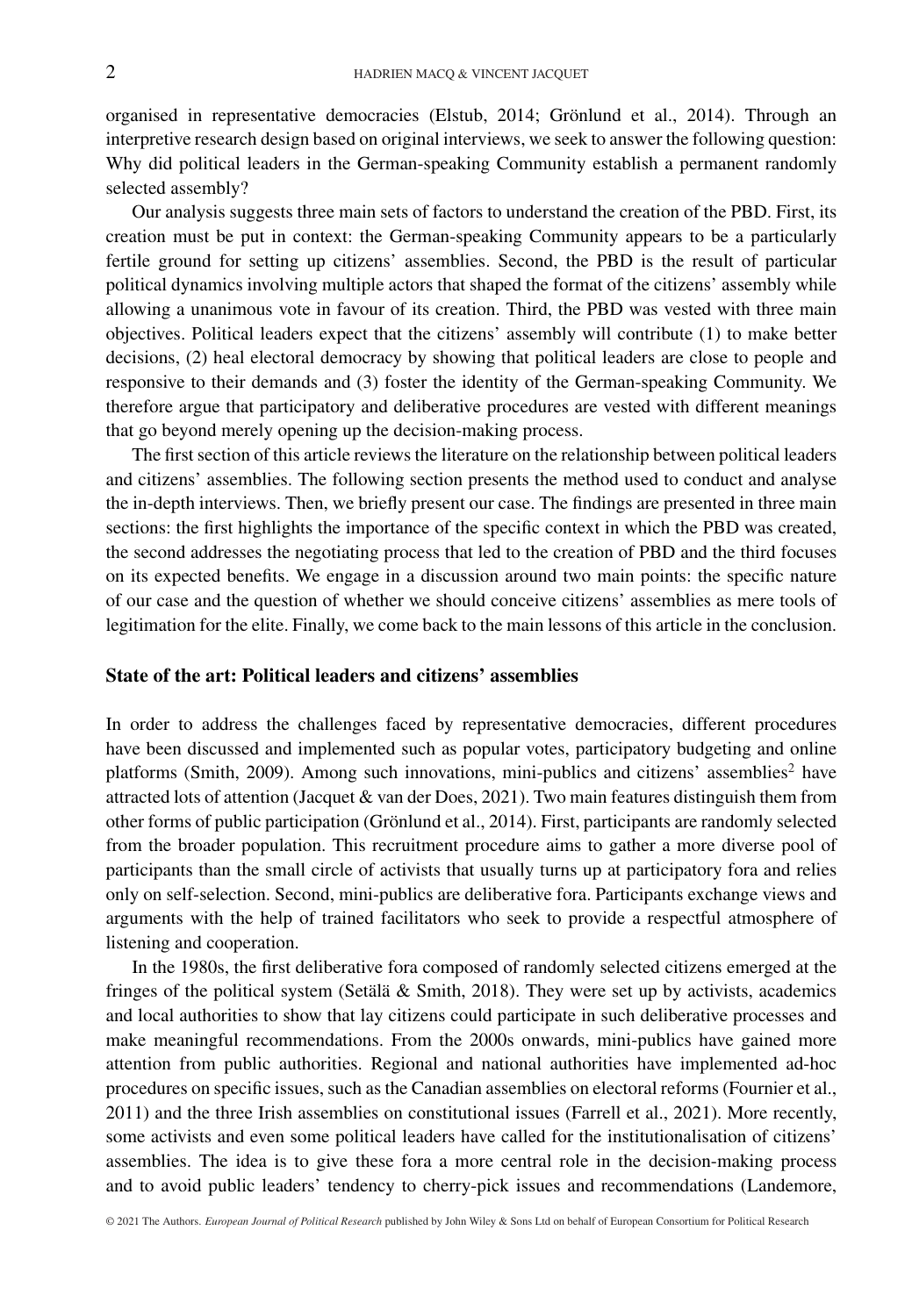organised in representative democracies (Elstub, 2014; Grönlund et al., 2014). Through an interpretive research design based on original interviews, we seek to answer the following question: Why did political leaders in the German-speaking Community establish a permanent randomly selected assembly?

Our analysis suggests three main sets of factors to understand the creation of the PBD. First, its creation must be put in context: the German-speaking Community appears to be a particularly fertile ground for setting up citizens' assemblies. Second, the PBD is the result of particular political dynamics involving multiple actors that shaped the format of the citizens' assembly while allowing a unanimous vote in favour of its creation. Third, the PBD was vested with three main objectives. Political leaders expect that the citizens' assembly will contribute (1) to make better decisions, (2) heal electoral democracy by showing that political leaders are close to people and responsive to their demands and (3) foster the identity of the German-speaking Community. We therefore argue that participatory and deliberative procedures are vested with different meanings that go beyond merely opening up the decision-making process.

The first section of this article reviews the literature on the relationship between political leaders and citizens' assemblies. The following section presents the method used to conduct and analyse the in-depth interviews. Then, we briefly present our case. The findings are presented in three main sections: the first highlights the importance of the specific context in which the PBD was created, the second addresses the negotiating process that led to the creation of PBD and the third focuses on its expected benefits. We engage in a discussion around two main points: the specific nature of our case and the question of whether we should conceive citizens' assemblies as mere tools of legitimation for the elite. Finally, we come back to the main lessons of this article in the conclusion.

## State of the art: Political leaders and citizens' assemblies

In order to address the challenges faced by representative democracies, different procedures have been discussed and implemented such as popular votes, participatory budgeting and online platforms (Smith, 2009). Among such innovations, mini-publics and citizens' assemblies[2] have attracted lots of attention (Jacquet & van der Does, 2021). Two main features distinguish them from other forms of public participation (Grönlund et al., 2014). First, participants are randomly selected from the broader population. This recruitment procedure aims to gather a more diverse pool of participants than the small circle of activists that usually turns up at participatory fora and relies only on self-selection. Second, mini-publics are deliberative fora. Participants exchange views and arguments with the help of trained facilitators who seek to provide a respectful atmosphere of listening and cooperation.

In the 1980s, the first deliberative fora composed of randomly selected citizens emerged at the fringes of the political system (Setälä & Smith, 2018). They were set up by activists, academics and local authorities to show that lay citizens could participate in such deliberative processes and make meaningful recommendations. From the 2000s onwards, mini-publics have gained more attention from public authorities. Regional and national authorities have implemented ad-hoc procedures on specific issues, such as the Canadian assemblies on electoral reforms (Fournier et al., 2011) and the three Irish assemblies on constitutional issues (Farrell et al., 2021). More recently, some activists and even some political leaders have called for the institutionalisation of citizens' assemblies. The idea is to give these fora a more central role in the decision-making process and to avoid public leaders' tendency to cherry-pick issues and recommendations (Landemore,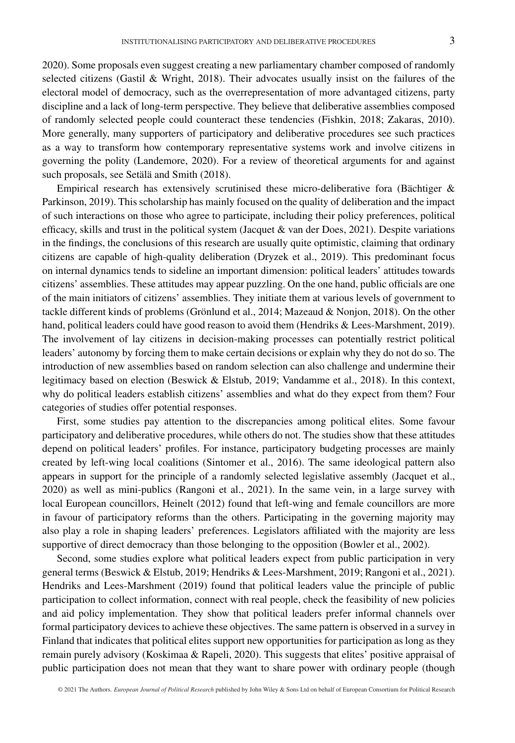2020). Some proposals even suggest creating a new parliamentary chamber composed of randomly selected citizens (Gastil & Wright, 2018). Their advocates usually insist on the failures of the electoral model of democracy, such as the overrepresentation of more advantaged citizens, party discipline and a lack of long-term perspective. They believe that deliberative assemblies composed of randomly selected people could counteract these tendencies (Fishkin, 2018; Zakaras, 2010). More generally, many supporters of participatory and deliberative procedures see such practices as a way to transform how contemporary representative systems work and involve citizens in governing the polity (Landemore, 2020). For a review of theoretical arguments for and against such proposals, see Setälä and Smith (2018).

Empirical research has extensively scrutinised these micro-deliberative fora (Bächtiger & Parkinson, 2019). This scholarship has mainly focused on the quality of deliberation and the impact of such interactions on those who agree to participate, including their policy preferences, political efficacy, skills and trust in the political system (Jacquet & van der Does, 2021). Despite variations in the findings, the conclusions of this research are usually quite optimistic, claiming that ordinary citizens are capable of high-quality deliberation (Dryzek et al., 2019). This predominant focus on internal dynamics tends to sideline an important dimension: political leaders' attitudes towards citizens' assemblies. These attitudes may appear puzzling. On the one hand, public officials are one of the main initiators of citizens' assemblies. They initiate them at various levels of government to tackle different kinds of problems (Grönlund et al., 2014; Mazeaud & Nonjon, 2018). On the other hand, political leaders could have good reason to avoid them (Hendriks & Lees-Marshment, 2019). The involvement of lay citizens in decision-making processes can potentially restrict political leaders' autonomy by forcing them to make certain decisions or explain why they do not do so. The introduction of new assemblies based on random selection can also challenge and undermine their legitimacy based on election (Beswick & Elstub, 2019; Vandamme et al., 2018). In this context, why do political leaders establish citizens' assemblies and what do they expect from them? Four categories of studies offer potential responses.

First, some studies pay attention to the discrepancies among political elites. Some favour participatory and deliberative procedures, while others do not. The studies show that these attitudes depend on political leaders' profiles. For instance, participatory budgeting processes are mainly created by left-wing local coalitions (Sintomer et al., 2016). The same ideological pattern also appears in support for the principle of a randomly selected legislative assembly (Jacquet et al., 2020) as well as mini-publics (Rangoni et al., 2021). In the same vein, in a large survey with local European councillors, Heinelt (2012) found that left-wing and female councillors are more in favour of participatory reforms than the others. Participating in the governing majority may also play a role in shaping leaders' preferences. Legislators affiliated with the majority are less supportive of direct democracy than those belonging to the opposition (Bowler et al., 2002).

Second, some studies explore what political leaders expect from public participation in very general terms (Beswick & Elstub, 2019; Hendriks & Lees-Marshment, 2019; Rangoni et al., 2021). Hendriks and Lees-Marshment (2019) found that political leaders value the principle of public participation to collect information, connect with real people, check the feasibility of new policies and aid policy implementation. They show that political leaders prefer informal channels over formal participatory devices to achieve these objectives. The same pattern is observed in a survey in Finland that indicates that political elites support new opportunities for participation as long as they remain purely advisory (Koskimaa & Rapeli, 2020). This suggests that elites' positive appraisal of public participation does not mean that they want to share power with ordinary people (though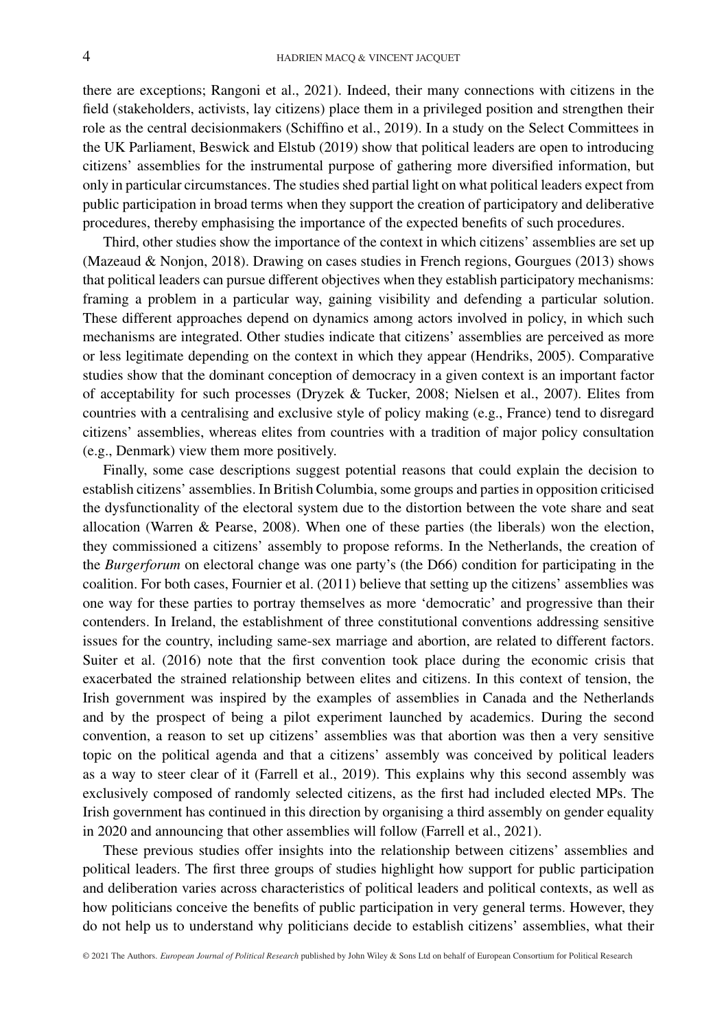there are exceptions; Rangoni et al., 2021). Indeed, their many connections with citizens in the field (stakeholders, activists, lay citizens) place them in a privileged position and strengthen their role as the central decisionmakers (Schiffino et al., 2019). In a study on the Select Committees in the UK Parliament, Beswick and Elstub (2019) show that political leaders are open to introducing citizens' assemblies for the instrumental purpose of gathering more diversified information, but only in particular circumstances. The studies shed partial light on what political leaders expect from public participation in broad terms when they support the creation of participatory and deliberative procedures, thereby emphasising the importance of the expected benefits of such procedures.

Third, other studies show the importance of the context in which citizens' assemblies are set up (Mazeaud & Nonjon, 2018). Drawing on cases studies in French regions, Gourgues (2013) shows that political leaders can pursue different objectives when they establish participatory mechanisms: framing a problem in a particular way, gaining visibility and defending a particular solution. These different approaches depend on dynamics among actors involved in policy, in which such mechanisms are integrated. Other studies indicate that citizens' assemblies are perceived as more or less legitimate depending on the context in which they appear (Hendriks, 2005). Comparative studies show that the dominant conception of democracy in a given context is an important factor of acceptability for such processes (Dryzek & Tucker, 2008; Nielsen et al., 2007). Elites from countries with a centralising and exclusive style of policy making (e.g., France) tend to disregard citizens' assemblies, whereas elites from countries with a tradition of major policy consultation (e.g., Denmark) view them more positively.

Finally, some case descriptions suggest potential reasons that could explain the decision to establish citizens' assemblies. In British Columbia, some groups and parties in opposition criticised the dysfunctionality of the electoral system due to the distortion between the vote share and seat allocation (Warren & Pearse, 2008). When one of these parties (the liberals) won the election, they commissioned a citizens' assembly to propose reforms. In the Netherlands, the creation of the *Burgerforum* on electoral change was one party's (the D66) condition for participating in the coalition. For both cases, Fournier et al. (2011) believe that setting up the citizens' assemblies was one way for these parties to portray themselves as more 'democratic' and progressive than their contenders. In Ireland, the establishment of three constitutional conventions addressing sensitive issues for the country, including same-sex marriage and abortion, are related to different factors. Suiter et al. (2016) note that the first convention took place during the economic crisis that exacerbated the strained relationship between elites and citizens. In this context of tension, the Irish government was inspired by the examples of assemblies in Canada and the Netherlands and by the prospect of being a pilot experiment launched by academics. During the second convention, a reason to set up citizens' assemblies was that abortion was then a very sensitive topic on the political agenda and that a citizens' assembly was conceived by political leaders as a way to steer clear of it (Farrell et al., 2019). This explains why this second assembly was exclusively composed of randomly selected citizens, as the first had included elected MPs. The Irish government has continued in this direction by organising a third assembly on gender equality in 2020 and announcing that other assemblies will follow (Farrell et al., 2021).

These previous studies offer insights into the relationship between citizens' assemblies and political leaders. The first three groups of studies highlight how support for public participation and deliberation varies across characteristics of political leaders and political contexts, as well as how politicians conceive the benefits of public participation in very general terms. However, they do not help us to understand why politicians decide to establish citizens' assemblies, what their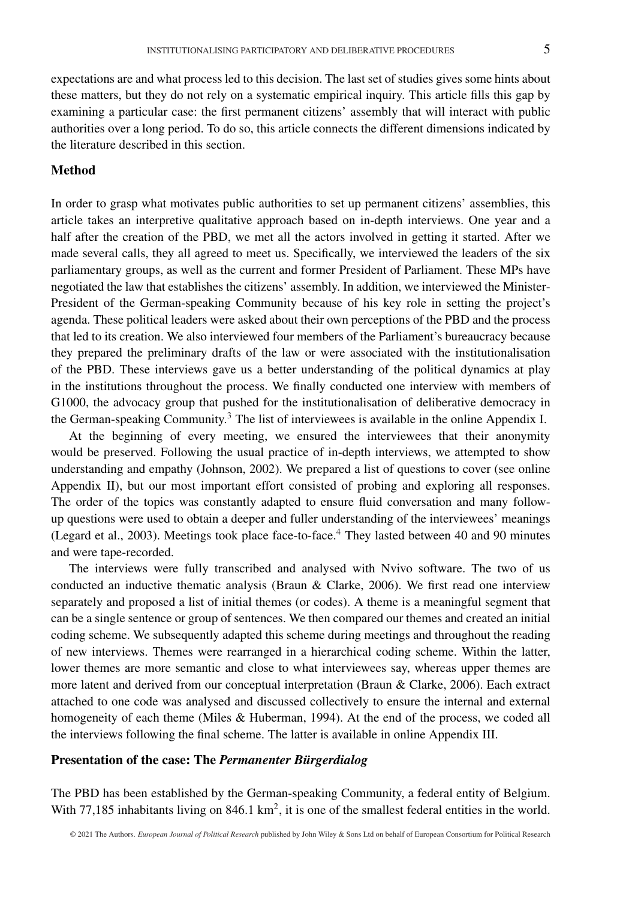expectations are and what process led to this decision. The last set of studies gives some hints about these matters, but they do not rely on a systematic empirical inquiry. This article fills this gap by examining a particular case: the first permanent citizens' assembly that will interact with public authorities over a long period. To do so, this article connects the different dimensions indicated by the literature described in this section.

## Method

In order to grasp what motivates public authorities to set up permanent citizens' assemblies, this article takes an interpretive qualitative approach based on in-depth interviews. One year and a half after the creation of the PBD, we met all the actors involved in getting it started. After we made several calls, they all agreed to meet us. Specifically, we interviewed the leaders of the six parliamentary groups, as well as the current and former President of Parliament. These MPs have negotiated the law that establishes the citizens' assembly. In addition, we interviewed the Minister-President of the German-speaking Community because of his key role in setting the project's agenda. These political leaders were asked about their own perceptions of the PBD and the process that led to its creation. We also interviewed four members of the Parliament's bureaucracy because they prepared the preliminary drafts of the law or were associated with the institutionalisation of the PBD. These interviews gave us a better understanding of the political dynamics at play in the institutions throughout the process. We finally conducted one interview with members of G1000, the advocacy group that pushed for the institutionalisation of deliberative democracy in the German-speaking Community.[3] The list of interviewees is available in the online Appendix I.

At the beginning of every meeting, we ensured the interviewees that their anonymity would be preserved. Following the usual practice of in-depth interviews, we attempted to show understanding and empathy (Johnson, 2002). We prepared a list of questions to cover (see online Appendix II), but our most important effort consisted of probing and exploring all responses. The order of the topics was constantly adapted to ensure fluid conversation and many follow-up questions were used to obtain a deeper and fuller understanding of the interviewees' meanings (Legard et al., 2003). Meetings took place face-to-face.[4] They lasted between 40 and 90 minutes and were tape-recorded.

The interviews were fully transcribed and analysed with Nvivo software. The two of us conducted an inductive thematic analysis (Braun & Clarke, 2006). We first read one interview separately and proposed a list of initial themes (or codes). A theme is a meaningful segment that can be a single sentence or group of sentences. We then compared our themes and created an initial coding scheme. We subsequently adapted this scheme during meetings and throughout the reading of new interviews. Themes were rearranged in a hierarchical coding scheme. Within the latter, lower themes are more semantic and close to what interviewees say, whereas upper themes are more latent and derived from our conceptual interpretation (Braun & Clarke, 2006). Each extract attached to one code was analysed and discussed collectively to ensure the internal and external homogeneity of each theme (Miles & Huberman, 1994). At the end of the process, we coded all the interviews following the final scheme. The latter is available in online Appendix III.

## Presentation of the case: The *Permanenter Bürgerdialog*

The PBD has been established by the German-speaking Community, a federal entity of Belgium. With 77,185 inhabitants living on 846.1 km$^2$, it is one of the smallest federal entities in the world.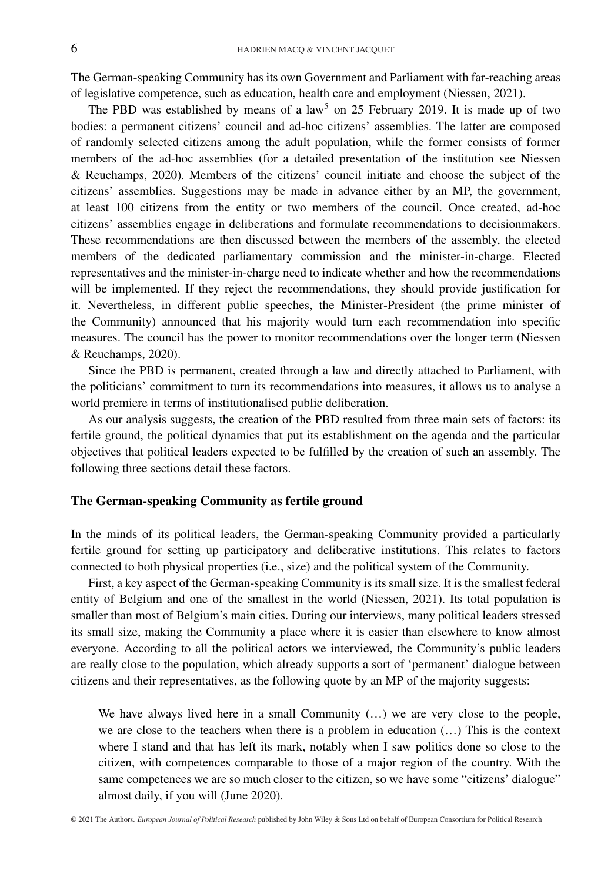The German-speaking Community has its own Government and Parliament with far-reaching areas of legislative competence, such as education, health care and employment (Niessen, 2021).

The PBD was established by means of a law[5] on 25 February 2019. It is made up of two bodies: a permanent citizens' council and ad-hoc citizens' assemblies. The latter are composed of randomly selected citizens among the adult population, while the former consists of former members of the ad-hoc assemblies (for a detailed presentation of the institution see Niessen & Reuchamps, 2020). Members of the citizens' council initiate and choose the subject of the citizens' assemblies. Suggestions may be made in advance either by an MP, the government, at least 100 citizens from the entity or two members of the council. Once created, ad-hoc citizens' assemblies engage in deliberations and formulate recommendations to decisionmakers. These recommendations are then discussed between the members of the assembly, the elected members of the dedicated parliamentary commission and the minister-in-charge. Elected representatives and the minister-in-charge need to indicate whether and how the recommendations will be implemented. If they reject the recommendations, they should provide justification for it. Nevertheless, in different public speeches, the Minister-President (the prime minister of the Community) announced that his majority would turn each recommendation into specific measures. The council has the power to monitor recommendations over the longer term (Niessen & Reuchamps, 2020).

Since the PBD is permanent, created through a law and directly attached to Parliament, with the politicians' commitment to turn its recommendations into measures, it allows us to analyse a world premiere in terms of institutionalised public deliberation.

As our analysis suggests, the creation of the PBD resulted from three main sets of factors: its fertile ground, the political dynamics that put its establishment on the agenda and the particular objectives that political leaders expected to be fulfilled by the creation of such an assembly. The following three sections detail these factors.

## The German-speaking Community as fertile ground

In the minds of its political leaders, the German-speaking Community provided a particularly fertile ground for setting up participatory and deliberative institutions. This relates to factors connected to both physical properties (i.e., size) and the political system of the Community.

First, a key aspect of the German-speaking Community is its small size. It is the smallest federal entity of Belgium and one of the smallest in the world (Niessen, 2021). Its total population is smaller than most of Belgium's main cities. During our interviews, many political leaders stressed its small size, making the Community a place where it is easier than elsewhere to know almost everyone. According to all the political actors we interviewed, the Community's public leaders are really close to the population, which already supports a sort of 'permanent' dialogue between citizens and their representatives, as the following quote by an MP of the majority suggests:

> We have always lived here in a small Community (…) we are very close to the people, we are close to the teachers when there is a problem in education (…) This is the context where I stand and that has left its mark, notably when I saw politics done so close to the citizen, with competences comparable to those of a major region of the country. With the same competences we are so much closer to the citizen, so we have some "citizens' dialogue" almost daily, if you will (June 2020).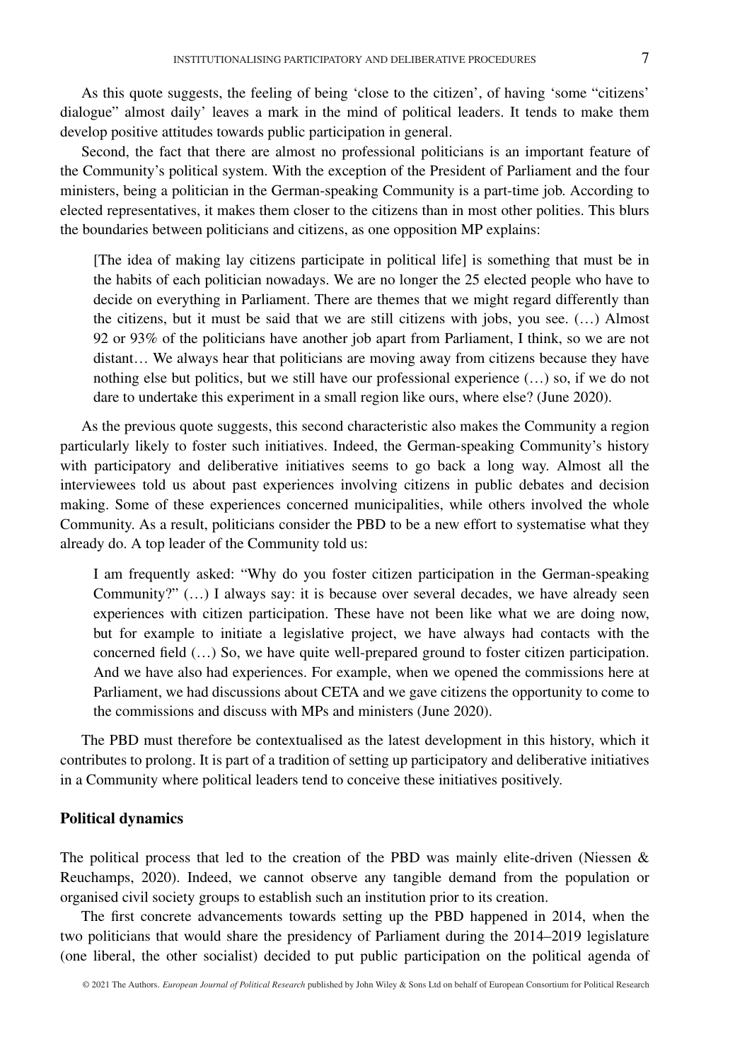As this quote suggests, the feeling of being 'close to the citizen', of having 'some "citizens' dialogue" almost daily' leaves a mark in the mind of political leaders. It tends to make them develop positive attitudes towards public participation in general.

Second, the fact that there are almost no professional politicians is an important feature of the Community's political system. With the exception of the President of Parliament and the four ministers, being a politician in the German-speaking Community is a part-time job. According to elected representatives, it makes them closer to the citizens than in most other polities. This blurs the boundaries between politicians and citizens, as one opposition MP explains:

> [The idea of making lay citizens participate in political life] is something that must be in the habits of each politician nowadays. We are no longer the 25 elected people who have to decide on everything in Parliament. There are themes that we might regard differently than the citizens, but it must be said that we are still citizens with jobs, you see. (…) Almost 92 or 93% of the politicians have another job apart from Parliament, I think, so we are not distant… We always hear that politicians are moving away from citizens because they have nothing else but politics, but we still have our professional experience (…) so, if we do not dare to undertake this experiment in a small region like ours, where else? (June 2020).

As the previous quote suggests, this second characteristic also makes the Community a region particularly likely to foster such initiatives. Indeed, the German-speaking Community's history with participatory and deliberative initiatives seems to go back a long way. Almost all the interviewees told us about past experiences involving citizens in public debates and decision making. Some of these experiences concerned municipalities, while others involved the whole Community. As a result, politicians consider the PBD to be a new effort to systematise what they already do. A top leader of the Community told us:

> I am frequently asked: "Why do you foster citizen participation in the German-speaking Community?" (…) I always say: it is because over several decades, we have already seen experiences with citizen participation. These have not been like what we are doing now, but for example to initiate a legislative project, we have always had contacts with the concerned field (…) So, we have quite well-prepared ground to foster citizen participation. And we have also had experiences. For example, when we opened the commissions here at Parliament, we had discussions about CETA and we gave citizens the opportunity to come to the commissions and discuss with MPs and ministers (June 2020).

The PBD must therefore be contextualised as the latest development in this history, which it contributes to prolong. It is part of a tradition of setting up participatory and deliberative initiatives in a Community where political leaders tend to conceive these initiatives positively.

### Political dynamics

The political process that led to the creation of the PBD was mainly elite-driven (Niessen & Reuchamps, 2020). Indeed, we cannot observe any tangible demand from the population or organised civil society groups to establish such an institution prior to its creation.

The first concrete advancements towards setting up the PBD happened in 2014, when the two politicians that would share the presidency of Parliament during the 2014–2019 legislature (one liberal, the other socialist) decided to put public participation on the political agenda of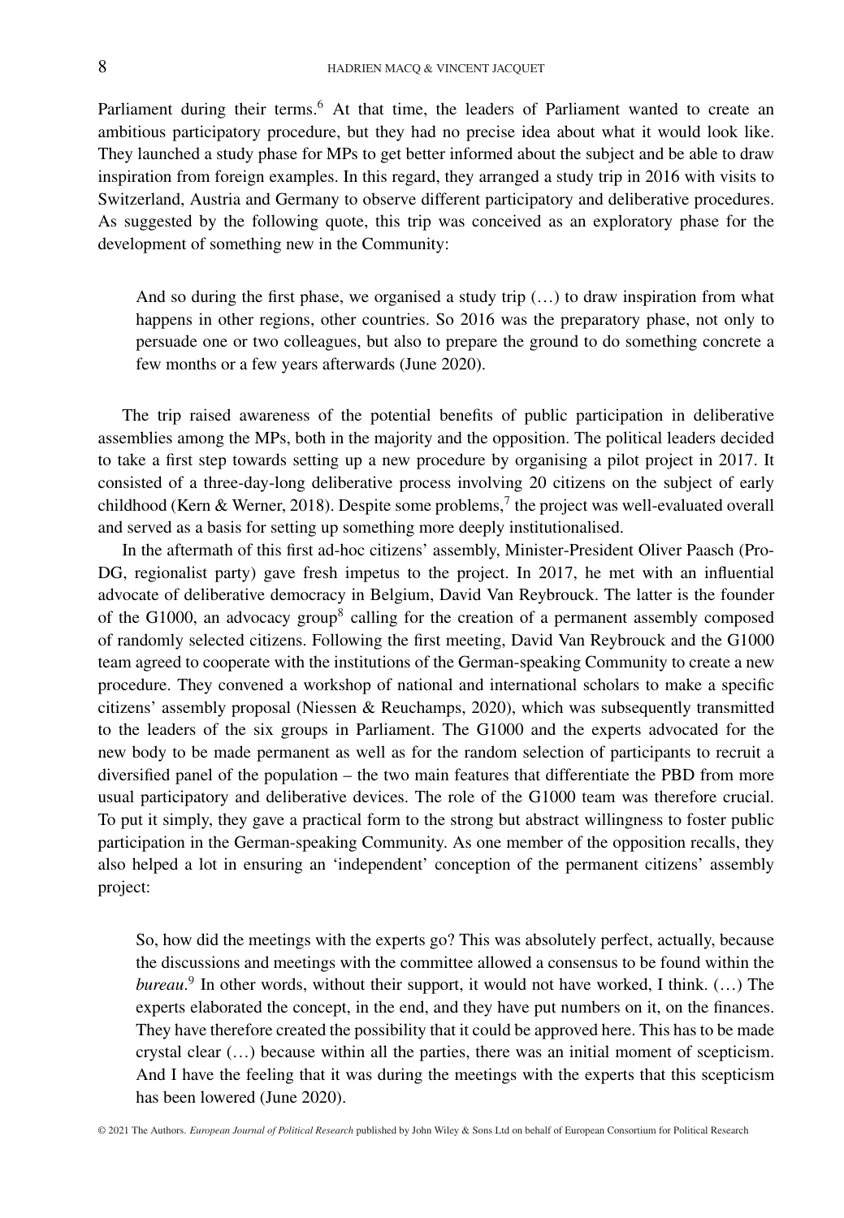Parliament during their terms.[6] At that time, the leaders of Parliament wanted to create an ambitious participatory procedure, but they had no precise idea about what it would look like. They launched a study phase for MPs to get better informed about the subject and be able to draw inspiration from foreign examples. In this regard, they arranged a study trip in 2016 with visits to Switzerland, Austria and Germany to observe different participatory and deliberative procedures. As suggested by the following quote, this trip was conceived as an exploratory phase for the development of something new in the Community:

> And so during the first phase, we organised a study trip (…) to draw inspiration from what happens in other regions, other countries. So 2016 was the preparatory phase, not only to persuade one or two colleagues, but also to prepare the ground to do something concrete a few months or a few years afterwards (June 2020).

The trip raised awareness of the potential benefits of public participation in deliberative assemblies among the MPs, both in the majority and the opposition. The political leaders decided to take a first step towards setting up a new procedure by organising a pilot project in 2017. It consisted of a three-day-long deliberative process involving 20 citizens on the subject of early childhood (Kern & Werner, 2018). Despite some problems,[7] the project was well-evaluated overall and served as a basis for setting up something more deeply institutionalised.

In the aftermath of this first ad-hoc citizens' assembly, Minister-President Oliver Paasch (Pro-DG, regionalist party) gave fresh impetus to the project. In 2017, he met with an influential advocate of deliberative democracy in Belgium, David Van Reybrouck. The latter is the founder of the G1000, an advocacy group[8] calling for the creation of a permanent assembly composed of randomly selected citizens. Following the first meeting, David Van Reybrouck and the G1000 team agreed to cooperate with the institutions of the German-speaking Community to create a new procedure. They convened a workshop of national and international scholars to make a specific citizens' assembly proposal (Niessen & Reuchamps, 2020), which was subsequently transmitted to the leaders of the six groups in Parliament. The G1000 and the experts advocated for the new body to be made permanent as well as for the random selection of participants to recruit a diversified panel of the population – the two main features that differentiate the PBD from more usual participatory and deliberative devices. The role of the G1000 team was therefore crucial. To put it simply, they gave a practical form to the strong but abstract willingness to foster public participation in the German-speaking Community. As one member of the opposition recalls, they also helped a lot in ensuring an 'independent' conception of the permanent citizens' assembly project:

> So, how did the meetings with the experts go? This was absolutely perfect, actually, because the discussions and meetings with the committee allowed a consensus to be found within the *bureau*.[9] In other words, without their support, it would not have worked, I think. (…) The experts elaborated the concept, in the end, and they have put numbers on it, on the finances. They have therefore created the possibility that it could be approved here. This has to be made crystal clear (…) because within all the parties, there was an initial moment of scepticism. And I have the feeling that it was during the meetings with the experts that this scepticism has been lowered (June 2020).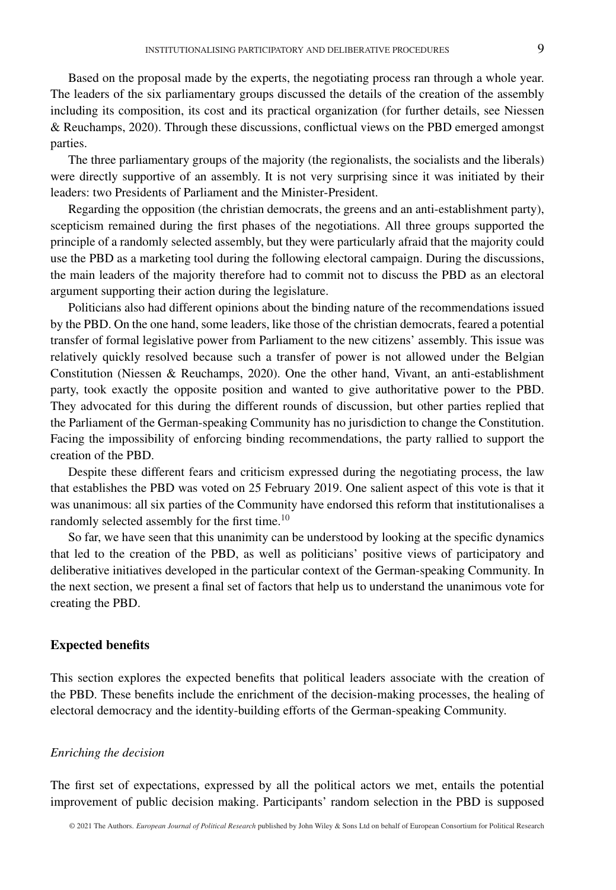Based on the proposal made by the experts, the negotiating process ran through a whole year. The leaders of the six parliamentary groups discussed the details of the creation of the assembly including its composition, its cost and its practical organization (for further details, see Niessen & Reuchamps, 2020). Through these discussions, conflictual views on the PBD emerged amongst parties.

The three parliamentary groups of the majority (the regionalists, the socialists and the liberals) were directly supportive of an assembly. It is not very surprising since it was initiated by their leaders: two Presidents of Parliament and the Minister-President.

Regarding the opposition (the christian democrats, the greens and an anti-establishment party), scepticism remained during the first phases of the negotiations. All three groups supported the principle of a randomly selected assembly, but they were particularly afraid that the majority could use the PBD as a marketing tool during the following electoral campaign. During the discussions, the main leaders of the majority therefore had to commit not to discuss the PBD as an electoral argument supporting their action during the legislature.

Politicians also had different opinions about the binding nature of the recommendations issued by the PBD. On the one hand, some leaders, like those of the christian democrats, feared a potential transfer of formal legislative power from Parliament to the new citizens' assembly. This issue was relatively quickly resolved because such a transfer of power is not allowed under the Belgian Constitution (Niessen & Reuchamps, 2020). One the other hand, Vivant, an anti-establishment party, took exactly the opposite position and wanted to give authoritative power to the PBD. They advocated for this during the different rounds of discussion, but other parties replied that the Parliament of the German-speaking Community has no jurisdiction to change the Constitution. Facing the impossibility of enforcing binding recommendations, the party rallied to support the creation of the PBD.

Despite these different fears and criticism expressed during the negotiating process, the law that establishes the PBD was voted on 25 February 2019. One salient aspect of this vote is that it was unanimous: all six parties of the Community have endorsed this reform that institutionalises a randomly selected assembly for the first time.[10]

So far, we have seen that this unanimity can be understood by looking at the specific dynamics that led to the creation of the PBD, as well as politicians' positive views of participatory and deliberative initiatives developed in the particular context of the German-speaking Community. In the next section, we present a final set of factors that help us to understand the unanimous vote for creating the PBD.

## Expected benefits

This section explores the expected benefits that political leaders associate with the creation of the PBD. These benefits include the enrichment of the decision-making processes, the healing of electoral democracy and the identity-building efforts of the German-speaking Community.

### *Enriching the decision*

The first set of expectations, expressed by all the political actors we met, entails the potential improvement of public decision making. Participants' random selection in the PBD is supposed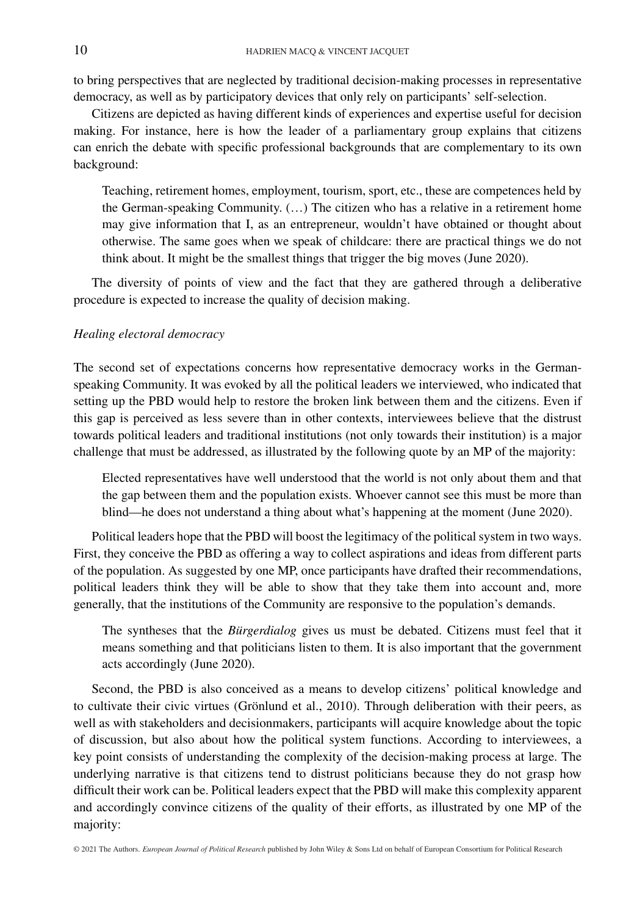to bring perspectives that are neglected by traditional decision-making processes in representative democracy, as well as by participatory devices that only rely on participants' self-selection.

Citizens are depicted as having different kinds of experiences and expertise useful for decision making. For instance, here is how the leader of a parliamentary group explains that citizens can enrich the debate with specific professional backgrounds that are complementary to its own background:

> Teaching, retirement homes, employment, tourism, sport, etc., these are competences held by the German-speaking Community. (…) The citizen who has a relative in a retirement home may give information that I, as an entrepreneur, wouldn't have obtained or thought about otherwise. The same goes when we speak of childcare: there are practical things we do not think about. It might be the smallest things that trigger the big moves (June 2020).

The diversity of points of view and the fact that they are gathered through a deliberative procedure is expected to increase the quality of decision making.

### *Healing electoral democracy*

The second set of expectations concerns how representative democracy works in the German-speaking Community. It was evoked by all the political leaders we interviewed, who indicated that setting up the PBD would help to restore the broken link between them and the citizens. Even if this gap is perceived as less severe than in other contexts, interviewees believe that the distrust towards political leaders and traditional institutions (not only towards their institution) is a major challenge that must be addressed, as illustrated by the following quote by an MP of the majority:

> Elected representatives have well understood that the world is not only about them and that the gap between them and the population exists. Whoever cannot see this must be more than blind—he does not understand a thing about what's happening at the moment (June 2020).

Political leaders hope that the PBD will boost the legitimacy of the political system in two ways. First, they conceive the PBD as offering a way to collect aspirations and ideas from different parts of the population. As suggested by one MP, once participants have drafted their recommendations, political leaders think they will be able to show that they take them into account and, more generally, that the institutions of the Community are responsive to the population's demands.

> The syntheses that the *Bürgerdialog* gives us must be debated. Citizens must feel that it means something and that politicians listen to them. It is also important that the government acts accordingly (June 2020).

Second, the PBD is also conceived as a means to develop citizens' political knowledge and to cultivate their civic virtues (Grönlund et al., 2010). Through deliberation with their peers, as well as with stakeholders and decisionmakers, participants will acquire knowledge about the topic of discussion, but also about how the political system functions. According to interviewees, a key point consists of understanding the complexity of the decision-making process at large. The underlying narrative is that citizens tend to distrust politicians because they do not grasp how difficult their work can be. Political leaders expect that the PBD will make this complexity apparent and accordingly convince citizens of the quality of their efforts, as illustrated by one MP of the majority: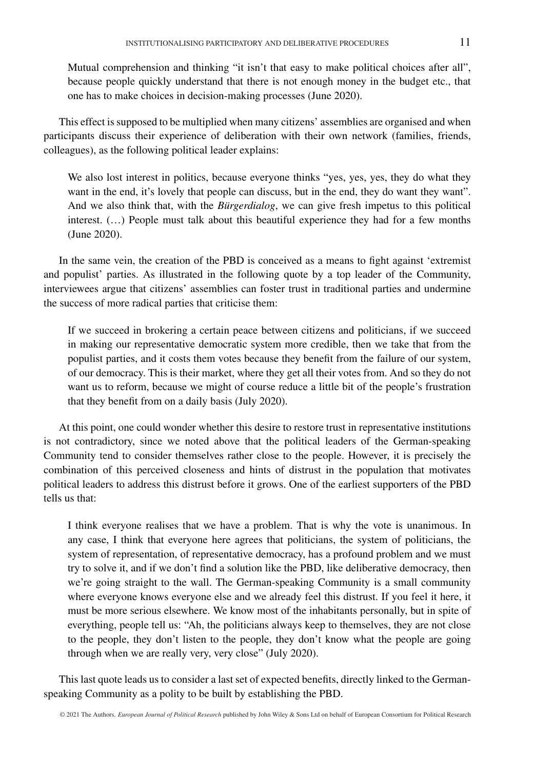> Mutual comprehension and thinking "it isn't that easy to make political choices after all", because people quickly understand that there is not enough money in the budget etc., that one has to make choices in decision-making processes (June 2020).

This effect is supposed to be multiplied when many citizens' assemblies are organised and when participants discuss their experience of deliberation with their own network (families, friends, colleagues), as the following political leader explains:

> We also lost interest in politics, because everyone thinks "yes, yes, yes, they do what they want in the end, it's lovely that people can discuss, but in the end, they do want they want". And we also think that, with the *Bürgerdialog*, we can give fresh impetus to this political interest. (…) People must talk about this beautiful experience they had for a few months (June 2020).

In the same vein, the creation of the PBD is conceived as a means to fight against 'extremist and populist' parties. As illustrated in the following quote by a top leader of the Community, interviewees argue that citizens' assemblies can foster trust in traditional parties and undermine the success of more radical parties that criticise them:

> If we succeed in brokering a certain peace between citizens and politicians, if we succeed in making our representative democratic system more credible, then we take that from the populist parties, and it costs them votes because they benefit from the failure of our system, of our democracy. This is their market, where they get all their votes from. And so they do not want us to reform, because we might of course reduce a little bit of the people's frustration that they benefit from on a daily basis (July 2020).

At this point, one could wonder whether this desire to restore trust in representative institutions is not contradictory, since we noted above that the political leaders of the German-speaking Community tend to consider themselves rather close to the people. However, it is precisely the combination of this perceived closeness and hints of distrust in the population that motivates political leaders to address this distrust before it grows. One of the earliest supporters of the PBD tells us that:

> I think everyone realises that we have a problem. That is why the vote is unanimous. In any case, I think that everyone here agrees that politicians, the system of politicians, the system of representation, of representative democracy, has a profound problem and we must try to solve it, and if we don't find a solution like the PBD, like deliberative democracy, then we're going straight to the wall. The German-speaking Community is a small community where everyone knows everyone else and we already feel this distrust. If you feel it here, it must be more serious elsewhere. We know most of the inhabitants personally, but in spite of everything, people tell us: "Ah, the politicians always keep to themselves, they are not close to the people, they don't listen to the people, they don't know what the people are going through when we are really very, very close" (July 2020).

This last quote leads us to consider a last set of expected benefits, directly linked to the German-speaking Community as a polity to be built by establishing the PBD.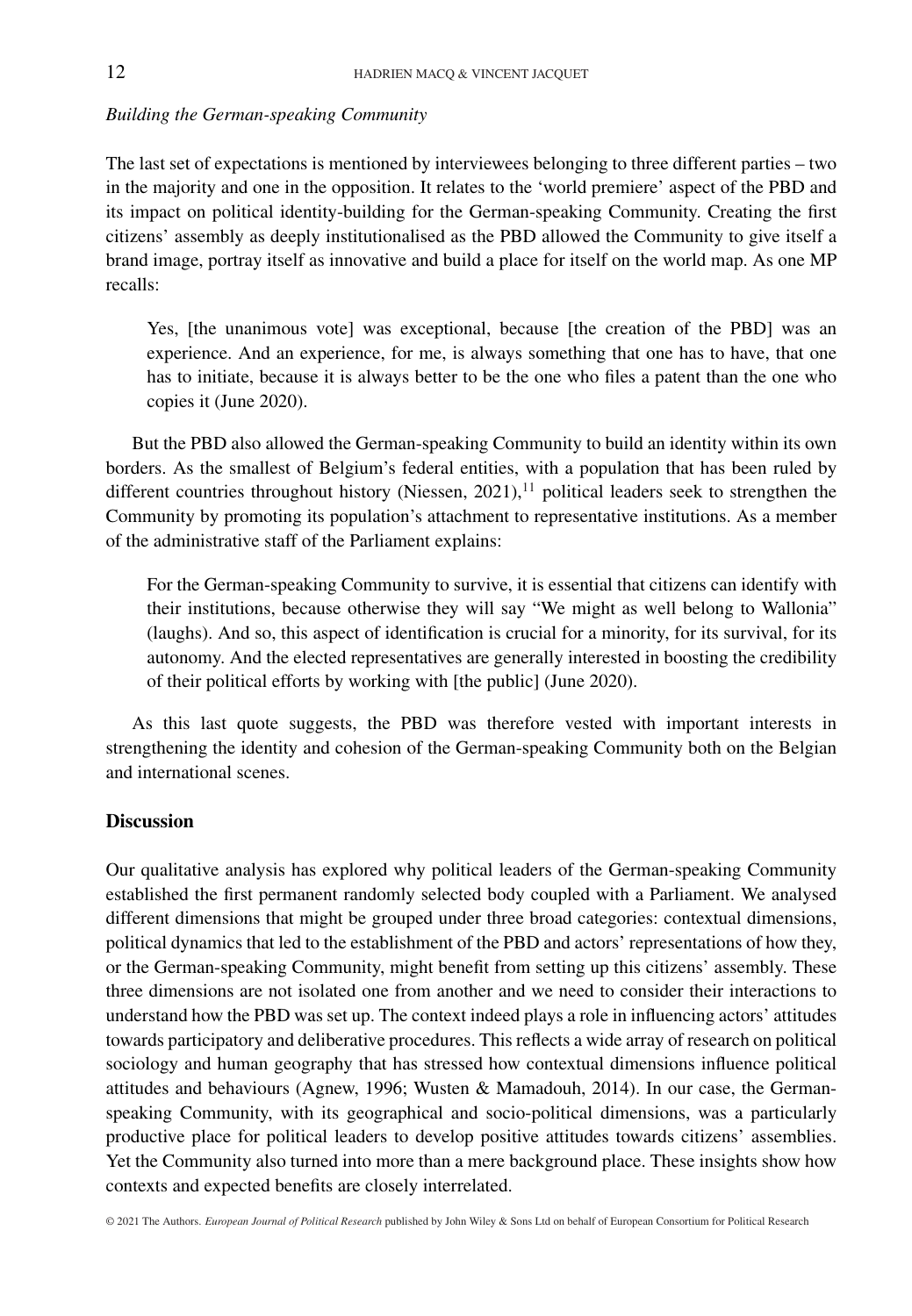*Building the German-speaking Community*

The last set of expectations is mentioned by interviewees belonging to three different parties – two in the majority and one in the opposition. It relates to the 'world premiere' aspect of the PBD and its impact on political identity-building for the German-speaking Community. Creating the first citizens' assembly as deeply institutionalised as the PBD allowed the Community to give itself a brand image, portray itself as innovative and build a place for itself on the world map. As one MP recalls:

> Yes, [the unanimous vote] was exceptional, because [the creation of the PBD] was an experience. And an experience, for me, is always something that one has to have, that one has to initiate, because it is always better to be the one who files a patent than the one who copies it (June 2020).

But the PBD also allowed the German-speaking Community to build an identity within its own borders. As the smallest of Belgium's federal entities, with a population that has been ruled by different countries throughout history (Niessen, 2021),[11] political leaders seek to strengthen the Community by promoting its population's attachment to representative institutions. As a member of the administrative staff of the Parliament explains:

> For the German-speaking Community to survive, it is essential that citizens can identify with their institutions, because otherwise they will say "We might as well belong to Wallonia" (laughs). And so, this aspect of identification is crucial for a minority, for its survival, for its autonomy. And the elected representatives are generally interested in boosting the credibility of their political efforts by working with [the public] (June 2020).

As this last quote suggests, the PBD was therefore vested with important interests in strengthening the identity and cohesion of the German-speaking Community both on the Belgian and international scenes.

## Discussion

Our qualitative analysis has explored why political leaders of the German-speaking Community established the first permanent randomly selected body coupled with a Parliament. We analysed different dimensions that might be grouped under three broad categories: contextual dimensions, political dynamics that led to the establishment of the PBD and actors' representations of how they, or the German-speaking Community, might benefit from setting up this citizens' assembly. These three dimensions are not isolated one from another and we need to consider their interactions to understand how the PBD was set up. The context indeed plays a role in influencing actors' attitudes towards participatory and deliberative procedures. This reflects a wide array of research on political sociology and human geography that has stressed how contextual dimensions influence political attitudes and behaviours (Agnew, 1996; Wusten & Mamadouh, 2014). In our case, the German-speaking Community, with its geographical and socio-political dimensions, was a particularly productive place for political leaders to develop positive attitudes towards citizens' assemblies. Yet the Community also turned into more than a mere background place. These insights show how contexts and expected benefits are closely interrelated.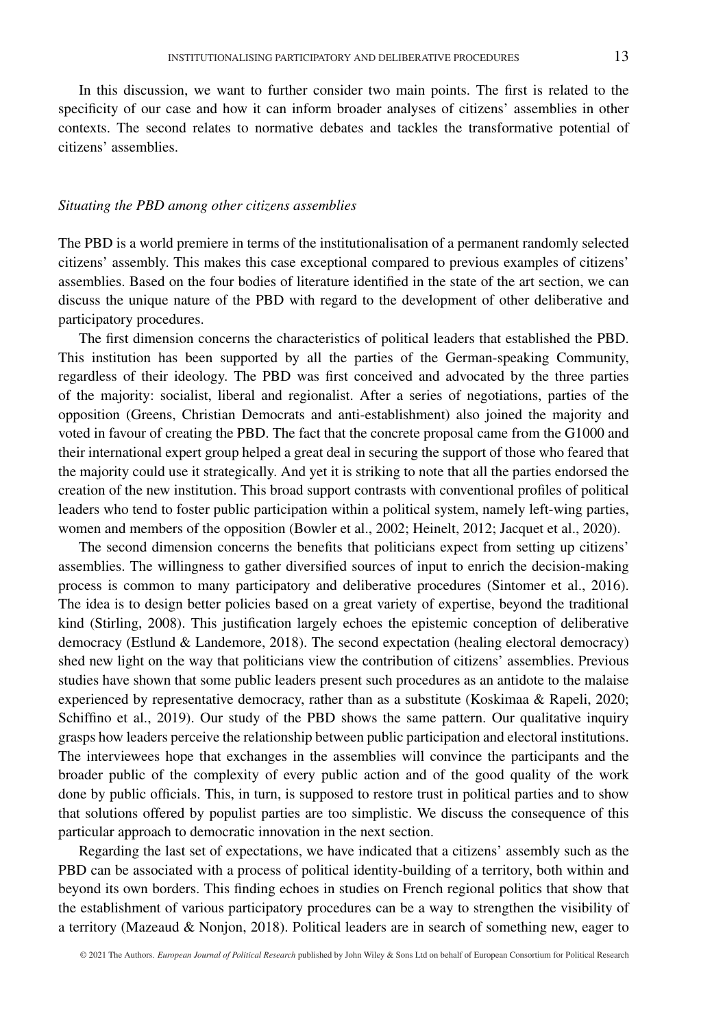In this discussion, we want to further consider two main points. The first is related to the specificity of our case and how it can inform broader analyses of citizens' assemblies in other contexts. The second relates to normative debates and tackles the transformative potential of citizens' assemblies.

### *Situating the PBD among other citizens assemblies*

The PBD is a world premiere in terms of the institutionalisation of a permanent randomly selected citizens' assembly. This makes this case exceptional compared to previous examples of citizens' assemblies. Based on the four bodies of literature identified in the state of the art section, we can discuss the unique nature of the PBD with regard to the development of other deliberative and participatory procedures.

The first dimension concerns the characteristics of political leaders that established the PBD. This institution has been supported by all the parties of the German-speaking Community, regardless of their ideology. The PBD was first conceived and advocated by the three parties of the majority: socialist, liberal and regionalist. After a series of negotiations, parties of the opposition (Greens, Christian Democrats and anti-establishment) also joined the majority and voted in favour of creating the PBD. The fact that the concrete proposal came from the G1000 and their international expert group helped a great deal in securing the support of those who feared that the majority could use it strategically. And yet it is striking to note that all the parties endorsed the creation of the new institution. This broad support contrasts with conventional profiles of political leaders who tend to foster public participation within a political system, namely left-wing parties, women and members of the opposition (Bowler et al., 2002; Heinelt, 2012; Jacquet et al., 2020).

The second dimension concerns the benefits that politicians expect from setting up citizens' assemblies. The willingness to gather diversified sources of input to enrich the decision-making process is common to many participatory and deliberative procedures (Sintomer et al., 2016). The idea is to design better policies based on a great variety of expertise, beyond the traditional kind (Stirling, 2008). This justification largely echoes the epistemic conception of deliberative democracy (Estlund & Landemore, 2018). The second expectation (healing electoral democracy) shed new light on the way that politicians view the contribution of citizens' assemblies. Previous studies have shown that some public leaders present such procedures as an antidote to the malaise experienced by representative democracy, rather than as a substitute (Koskimaa & Rapeli, 2020; Schiffino et al., 2019). Our study of the PBD shows the same pattern. Our qualitative inquiry grasps how leaders perceive the relationship between public participation and electoral institutions. The interviewees hope that exchanges in the assemblies will convince the participants and the broader public of the complexity of every public action and of the good quality of the work done by public officials. This, in turn, is supposed to restore trust in political parties and to show that solutions offered by populist parties are too simplistic. We discuss the consequence of this particular approach to democratic innovation in the next section.

Regarding the last set of expectations, we have indicated that a citizens' assembly such as the PBD can be associated with a process of political identity-building of a territory, both within and beyond its own borders. This finding echoes in studies on French regional politics that show that the establishment of various participatory procedures can be a way to strengthen the visibility of a territory (Mazeaud & Nonjon, 2018). Political leaders are in search of something new, eager to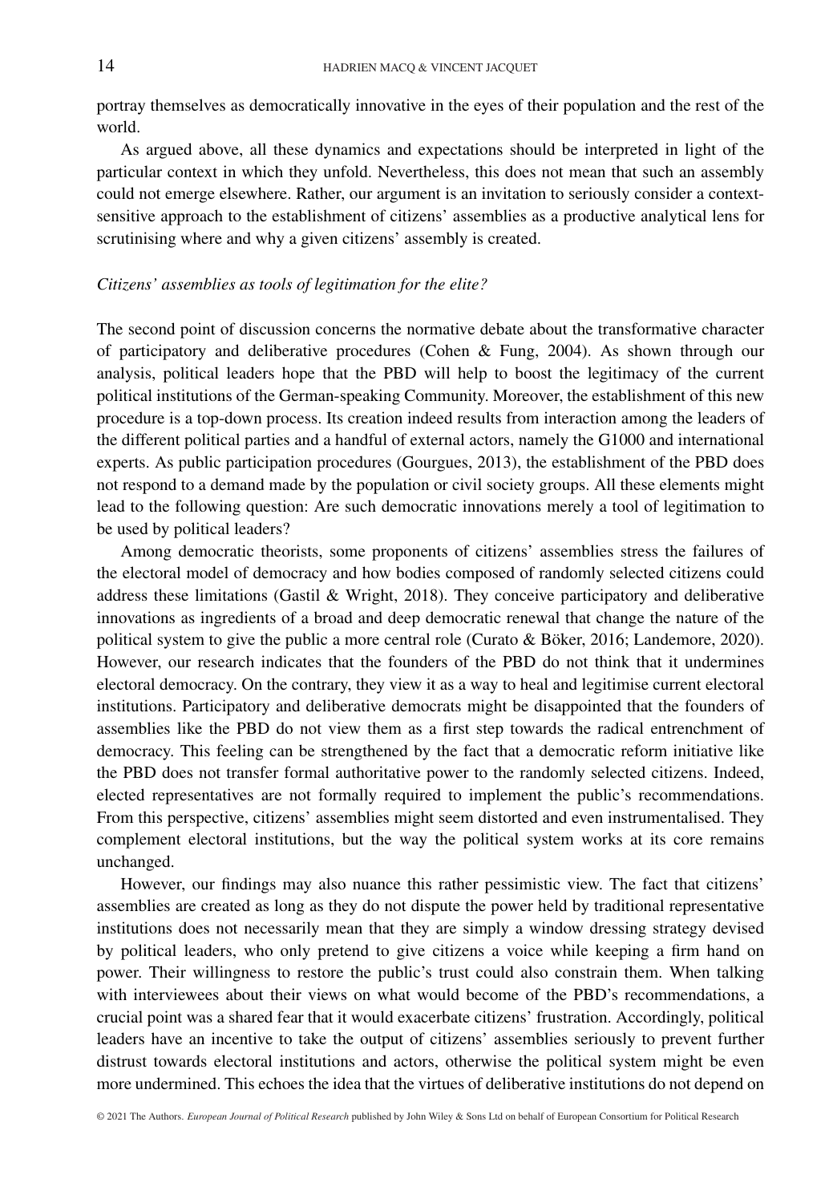portray themselves as democratically innovative in the eyes of their population and the rest of the world.

As argued above, all these dynamics and expectations should be interpreted in light of the particular context in which they unfold. Nevertheless, this does not mean that such an assembly could not emerge elsewhere. Rather, our argument is an invitation to seriously consider a context-sensitive approach to the establishment of citizens' assemblies as a productive analytical lens for scrutinising where and why a given citizens' assembly is created.

### *Citizens' assemblies as tools of legitimation for the elite?*

The second point of discussion concerns the normative debate about the transformative character of participatory and deliberative procedures (Cohen & Fung, 2004). As shown through our analysis, political leaders hope that the PBD will help to boost the legitimacy of the current political institutions of the German-speaking Community. Moreover, the establishment of this new procedure is a top-down process. Its creation indeed results from interaction among the leaders of the different political parties and a handful of external actors, namely the G1000 and international experts. As public participation procedures (Gourgues, 2013), the establishment of the PBD does not respond to a demand made by the population or civil society groups. All these elements might lead to the following question: Are such democratic innovations merely a tool of legitimation to be used by political leaders?

Among democratic theorists, some proponents of citizens' assemblies stress the failures of the electoral model of democracy and how bodies composed of randomly selected citizens could address these limitations (Gastil & Wright, 2018). They conceive participatory and deliberative innovations as ingredients of a broad and deep democratic renewal that change the nature of the political system to give the public a more central role (Curato & Böker, 2016; Landemore, 2020). However, our research indicates that the founders of the PBD do not think that it undermines electoral democracy. On the contrary, they view it as a way to heal and legitimise current electoral institutions. Participatory and deliberative democrats might be disappointed that the founders of assemblies like the PBD do not view them as a first step towards the radical entrenchment of democracy. This feeling can be strengthened by the fact that a democratic reform initiative like the PBD does not transfer formal authoritative power to the randomly selected citizens. Indeed, elected representatives are not formally required to implement the public's recommendations. From this perspective, citizens' assemblies might seem distorted and even instrumentalised. They complement electoral institutions, but the way the political system works at its core remains unchanged.

However, our findings may also nuance this rather pessimistic view. The fact that citizens' assemblies are created as long as they do not dispute the power held by traditional representative institutions does not necessarily mean that they are simply a window dressing strategy devised by political leaders, who only pretend to give citizens a voice while keeping a firm hand on power. Their willingness to restore the public's trust could also constrain them. When talking with interviewees about their views on what would become of the PBD's recommendations, a crucial point was a shared fear that it would exacerbate citizens' frustration. Accordingly, political leaders have an incentive to take the output of citizens' assemblies seriously to prevent further distrust towards electoral institutions and actors, otherwise the political system might be even more undermined. This echoes the idea that the virtues of deliberative institutions do not depend on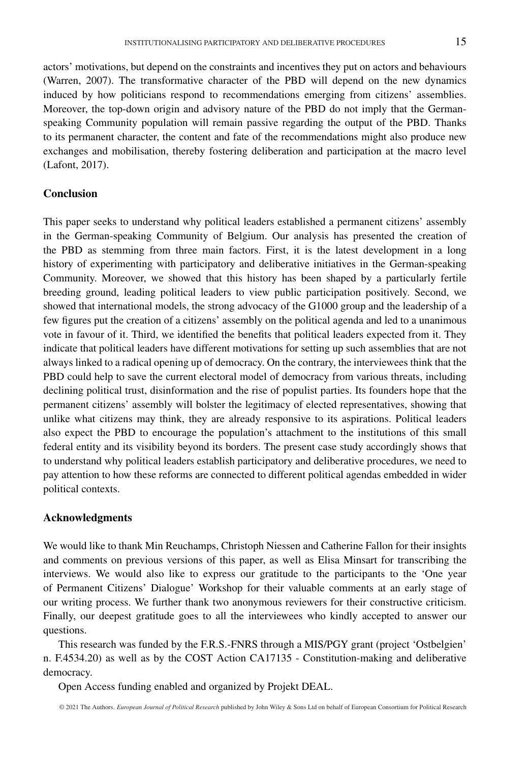actors' motivations, but depend on the constraints and incentives they put on actors and behaviours (Warren, 2007). The transformative character of the PBD will depend on the new dynamics induced by how politicians respond to recommendations emerging from citizens' assemblies. Moreover, the top-down origin and advisory nature of the PBD do not imply that the German-speaking Community population will remain passive regarding the output of the PBD. Thanks to its permanent character, the content and fate of the recommendations might also produce new exchanges and mobilisation, thereby fostering deliberation and participation at the macro level (Lafont, 2017).

## Conclusion

This paper seeks to understand why political leaders established a permanent citizens' assembly in the German-speaking Community of Belgium. Our analysis has presented the creation of the PBD as stemming from three main factors. First, it is the latest development in a long history of experimenting with participatory and deliberative initiatives in the German-speaking Community. Moreover, we showed that this history has been shaped by a particularly fertile breeding ground, leading political leaders to view public participation positively. Second, we showed that international models, the strong advocacy of the G1000 group and the leadership of a few figures put the creation of a citizens' assembly on the political agenda and led to a unanimous vote in favour of it. Third, we identified the benefits that political leaders expected from it. They indicate that political leaders have different motivations for setting up such assemblies that are not always linked to a radical opening up of democracy. On the contrary, the interviewees think that the PBD could help to save the current electoral model of democracy from various threats, including declining political trust, disinformation and the rise of populist parties. Its founders hope that the permanent citizens' assembly will bolster the legitimacy of elected representatives, showing that unlike what citizens may think, they are already responsive to its aspirations. Political leaders also expect the PBD to encourage the population's attachment to the institutions of this small federal entity and its visibility beyond its borders. The present case study accordingly shows that to understand why political leaders establish participatory and deliberative procedures, we need to pay attention to how these reforms are connected to different political agendas embedded in wider political contexts.

## Acknowledgments

We would like to thank Min Reuchamps, Christoph Niessen and Catherine Fallon for their insights and comments on previous versions of this paper, as well as Elisa Minsart for transcribing the interviews. We would also like to express our gratitude to the participants to the 'One year of Permanent Citizens' Dialogue' Workshop for their valuable comments at an early stage of our writing process. We further thank two anonymous reviewers for their constructive criticism. Finally, our deepest gratitude goes to all the interviewees who kindly accepted to answer our questions.

This research was funded by the F.R.S.-FNRS through a MIS/PGY grant (project 'Ostbelgien' n. F.4534.20) as well as by the COST Action CA17135 - Constitution-making and deliberative democracy.

Open Access funding enabled and organized by Projekt DEAL.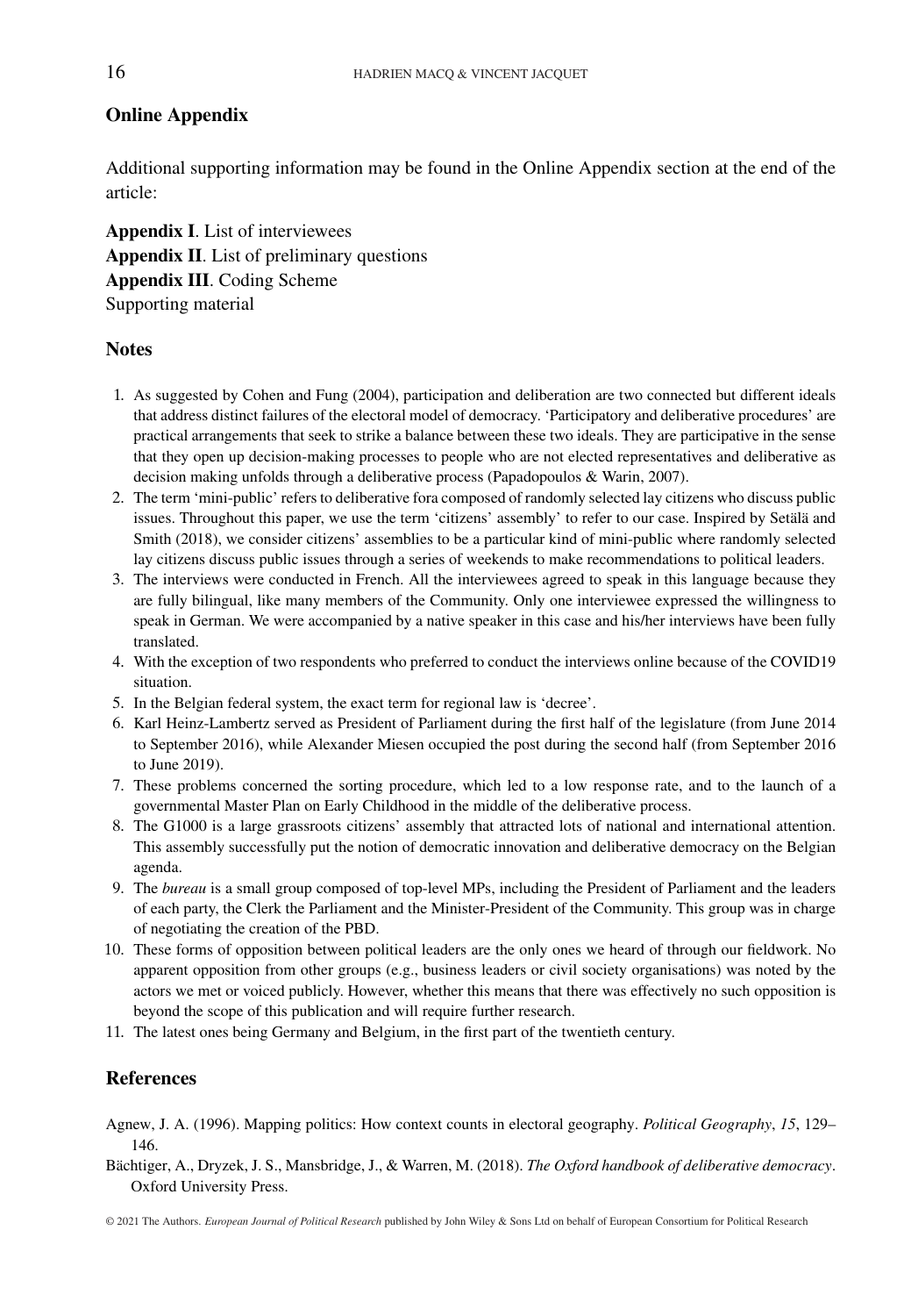## Online Appendix

Additional supporting information may be found in the Online Appendix section at the end of the article:

**Appendix I**. List of interviewees
**Appendix II**. List of preliminary questions
**Appendix III**. Coding Scheme
Supporting material

## Notes

1. As suggested by Cohen and Fung (2004), participation and deliberation are two connected but different ideals that address distinct failures of the electoral model of democracy. 'Participatory and deliberative procedures' are practical arrangements that seek to strike a balance between these two ideals. They are participative in the sense that they open up decision-making processes to people who are not elected representatives and deliberative as decision making unfolds through a deliberative process (Papadopoulos & Warin, 2007).
2. The term 'mini-public' refers to deliberative fora composed of randomly selected lay citizens who discuss public issues. Throughout this paper, we use the term 'citizens' assembly' to refer to our case. Inspired by Setälä and Smith (2018), we consider citizens' assemblies to be a particular kind of mini-public where randomly selected lay citizens discuss public issues through a series of weekends to make recommendations to political leaders.
3. The interviews were conducted in French. All the interviewees agreed to speak in this language because they are fully bilingual, like many members of the Community. Only one interviewee expressed the willingness to speak in German. We were accompanied by a native speaker in this case and his/her interviews have been fully translated.
4. With the exception of two respondents who preferred to conduct the interviews online because of the COVID19 situation.
5. In the Belgian federal system, the exact term for regional law is 'decree'.
6. Karl Heinz-Lambertz served as President of Parliament during the first half of the legislature (from June 2014 to September 2016), while Alexander Miesen occupied the post during the second half (from September 2016 to June 2019).
7. These problems concerned the sorting procedure, which led to a low response rate, and to the launch of a governmental Master Plan on Early Childhood in the middle of the deliberative process.
8. The G1000 is a large grassroots citizens' assembly that attracted lots of national and international attention. This assembly successfully put the notion of democratic innovation and deliberative democracy on the Belgian agenda.
9. The *bureau* is a small group composed of top-level MPs, including the President of Parliament and the leaders of each party, the Clerk the Parliament and the Minister-President of the Community. This group was in charge of negotiating the creation of the PBD.
10. These forms of opposition between political leaders are the only ones we heard of through our fieldwork. No apparent opposition from other groups (e.g., business leaders or civil society organisations) was noted by the actors we met or voiced publicly. However, whether this means that there was effectively no such opposition is beyond the scope of this publication and will require further research.
11. The latest ones being Germany and Belgium, in the first part of the twentieth century.

## References

Agnew, J. A. (1996). Mapping politics: How context counts in electoral geography. *Political Geography*, *15*, 129–146.

Bächtiger, A., Dryzek, J. S., Mansbridge, J., & Warren, M. (2018). *The Oxford handbook of deliberative democracy*. Oxford University Press.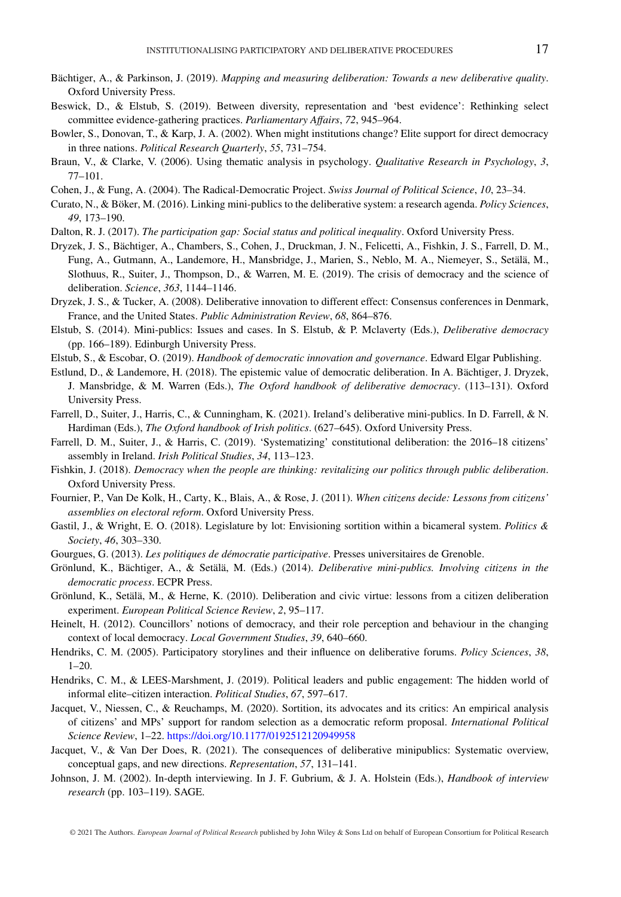Bächtiger, A., & Parkinson, J. (2019). *Mapping and measuring deliberation: Towards a new deliberative quality*. Oxford University Press.

Beswick, D., & Elstub, S. (2019). Between diversity, representation and 'best evidence': Rethinking select committee evidence-gathering practices. *Parliamentary Affairs*, *72*, 945–964.

Bowler, S., Donovan, T., & Karp, J. A. (2002). When might institutions change? Elite support for direct democracy in three nations. *Political Research Quarterly*, *55*, 731–754.

Braun, V., & Clarke, V. (2006). Using thematic analysis in psychology. *Qualitative Research in Psychology*, *3*, 77–101.

Cohen, J., & Fung, A. (2004). The Radical-Democratic Project. *Swiss Journal of Political Science*, *10*, 23–34.

Curato, N., & Böker, M. (2016). Linking mini-publics to the deliberative system: a research agenda. *Policy Sciences*, *49*, 173–190.

Dalton, R. J. (2017). *The participation gap: Social status and political inequality*. Oxford University Press.

Dryzek, J. S., Bächtiger, A., Chambers, S., Cohen, J., Druckman, J. N., Felicetti, A., Fishkin, J. S., Farrell, D. M., Fung, A., Gutmann, A., Landemore, H., Mansbridge, J., Marien, S., Neblo, M. A., Niemeyer, S., Setälä, M., Slothuus, R., Suiter, J., Thompson, D., & Warren, M. E. (2019). The crisis of democracy and the science of deliberation. *Science*, *363*, 1144–1146.

Dryzek, J. S., & Tucker, A. (2008). Deliberative innovation to different effect: Consensus conferences in Denmark, France, and the United States. *Public Administration Review*, *68*, 864–876.

Elstub, S. (2014). Mini-publics: Issues and cases. In S. Elstub, & P. Mclaverty (Eds.), *Deliberative democracy* (pp. 166–189). Edinburgh University Press.

Elstub, S., & Escobar, O. (2019). *Handbook of democratic innovation and governance*. Edward Elgar Publishing.

Estlund, D., & Landemore, H. (2018). The epistemic value of democratic deliberation. In A. Bächtiger, J. Dryzek, J. Mansbridge, & M. Warren (Eds.), *The Oxford handbook of deliberative democracy*. (113–131). Oxford University Press.

Farrell, D., Suiter, J., Harris, C., & Cunningham, K. (2021). Ireland's deliberative mini-publics. In D. Farrell, & N. Hardiman (Eds.), *The Oxford handbook of Irish politics*. (627–645). Oxford University Press.

Farrell, D. M., Suiter, J., & Harris, C. (2019). 'Systematizing' constitutional deliberation: the 2016–18 citizens' assembly in Ireland. *Irish Political Studies*, *34*, 113–123.

Fishkin, J. (2018). *Democracy when the people are thinking: revitalizing our politics through public deliberation*. Oxford University Press.

Fournier, P., Van De Kolk, H., Carty, K., Blais, A., & Rose, J. (2011). *When citizens decide: Lessons from citizens' assemblies on electoral reform*. Oxford University Press.

Gastil, J., & Wright, E. O. (2018). Legislature by lot: Envisioning sortition within a bicameral system. *Politics & Society*, *46*, 303–330.

Gourgues, G. (2013). *Les politiques de démocratie participative*. Presses universitaires de Grenoble.

Grönlund, K., Bächtiger, A., & Setälä, M. (Eds.) (2014). *Deliberative mini-publics. Involving citizens in the democratic process*. ECPR Press.

Grönlund, K., Setälä, M., & Herne, K. (2010). Deliberation and civic virtue: lessons from a citizen deliberation experiment. *European Political Science Review*, *2*, 95–117.

Heinelt, H. (2012). Councillors' notions of democracy, and their role perception and behaviour in the changing context of local democracy. *Local Government Studies*, *39*, 640–660.

Hendriks, C. M. (2005). Participatory storylines and their influence on deliberative forums. *Policy Sciences*, *38*, 1–20.

Hendriks, C. M., & LEES-Marshment, J. (2019). Political leaders and public engagement: The hidden world of informal elite–citizen interaction. *Political Studies*, *67*, 597–617.

Jacquet, V., Niessen, C., & Reuchamps, M. (2020). Sortition, its advocates and its critics: An empirical analysis of citizens' and MPs' support for random selection as a democratic reform proposal. *International Political Science Review*, 1–22. https://doi.org/10.1177/0192512120949958

Jacquet, V., & Van Der Does, R. (2021). The consequences of deliberative minipublics: Systematic overview, conceptual gaps, and new directions. *Representation*, *57*, 131–141.

Johnson, J. M. (2002). In-depth interviewing. In J. F. Gubrium, & J. A. Holstein (Eds.), *Handbook of interview research* (pp. 103–119). SAGE.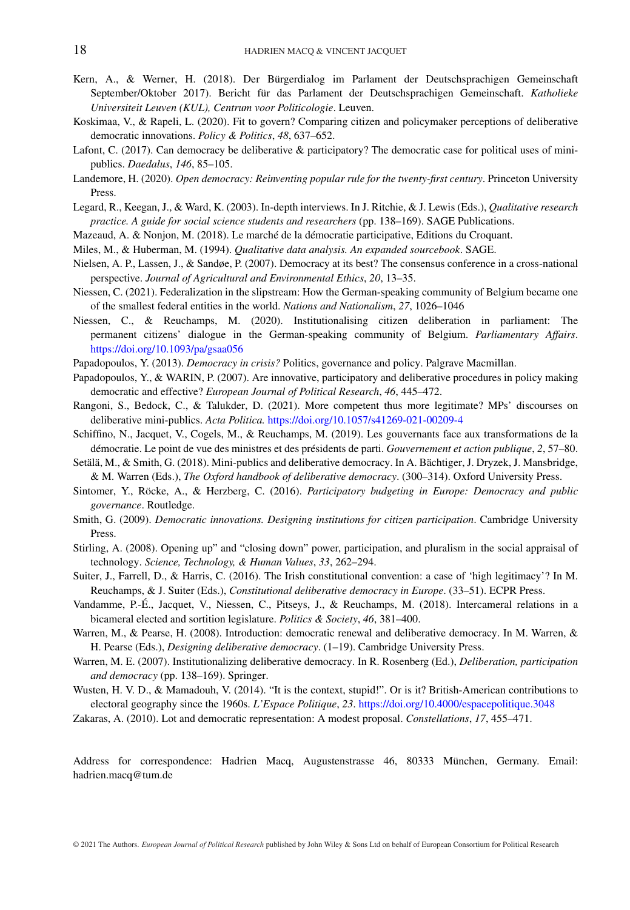Kern, A., & Werner, H. (2018). Der Bürgerdialog im Parlament der Deutschsprachigen Gemeinschaft September/Oktober 2017). Bericht für das Parlament der Deutschsprachigen Gemeinschaft. *Katholieke Universiteit Leuven (KUL), Centrum voor Politicologie*. Leuven.

Koskimaa, V., & Rapeli, L. (2020). Fit to govern? Comparing citizen and policymaker perceptions of deliberative democratic innovations. *Policy & Politics*, *48*, 637–652.

Lafont, C. (2017). Can democracy be deliberative & participatory? The democratic case for political uses of mini-publics. *Daedalus*, *146*, 85–105.

Landemore, H. (2020). *Open democracy: Reinventing popular rule for the twenty-first century*. Princeton University Press.

Legard, R., Keegan, J., & Ward, K. (2003). In-depth interviews. In J. Ritchie, & J. Lewis (Eds.), *Qualitative research practice. A guide for social science students and researchers* (pp. 138–169). SAGE Publications.

Mazeaud, A. & Nonjon, M. (2018). Le marché de la démocratie participative, Editions du Croquant.

Miles, M., & Huberman, M. (1994). *Qualitative data analysis. An expanded sourcebook*. SAGE.

Nielsen, A. P., Lassen, J., & Sandøe, P. (2007). Democracy at its best? The consensus conference in a cross-national perspective. *Journal of Agricultural and Environmental Ethics*, *20*, 13–35.

Niessen, C. (2021). Federalization in the slipstream: How the German-speaking community of Belgium became one of the smallest federal entities in the world. *Nations and Nationalism*, *27*, 1026–1046

Niessen, C., & Reuchamps, M. (2020). Institutionalising citizen deliberation in parliament: The permanent citizens' dialogue in the German-speaking community of Belgium. *Parliamentary Affairs*. https://doi.org/10.1093/pa/gsaa056

Papadopoulos, Y. (2013). *Democracy in crisis?* Politics, governance and policy. Palgrave Macmillan.

Papadopoulos, Y., & WARIN, P. (2007). Are innovative, participatory and deliberative procedures in policy making democratic and effective? *European Journal of Political Research*, *46*, 445–472.

Rangoni, S., Bedock, C., & Talukder, D. (2021). More competent thus more legitimate? MPs' discourses on deliberative mini-publics. *Acta Politica.* https://doi.org/10.1057/s41269-021-00209-4

Schiffino, N., Jacquet, V., Cogels, M., & Reuchamps, M. (2019). Les gouvernants face aux transformations de la démocratie. Le point de vue des ministres et des présidents de parti. *Gouvernement et action publique*, *2*, 57–80.

Setälä, M., & Smith, G. (2018). Mini-publics and deliberative democracy. In A. Bächtiger, J. Dryzek, J. Mansbridge, & M. Warren (Eds.), *The Oxford handbook of deliberative democracy*. (300–314). Oxford University Press.

Sintomer, Y., Röcke, A., & Herzberg, C. (2016). *Participatory budgeting in Europe: Democracy and public governance*. Routledge.

Smith, G. (2009). *Democratic innovations. Designing institutions for citizen participation*. Cambridge University Press.

Stirling, A. (2008). Opening up" and "closing down" power, participation, and pluralism in the social appraisal of technology. *Science, Technology, & Human Values*, *33*, 262–294.

Suiter, J., Farrell, D., & Harris, C. (2016). The Irish constitutional convention: a case of 'high legitimacy'? In M. Reuchamps, & J. Suiter (Eds.), *Constitutional deliberative democracy in Europe*. (33–51). ECPR Press.

Vandamme, P.-É., Jacquet, V., Niessen, C., Pitseys, J., & Reuchamps, M. (2018). Intercameral relations in a bicameral elected and sortition legislature. *Politics & Society*, *46*, 381–400.

Warren, M., & Pearse, H. (2008). Introduction: democratic renewal and deliberative democracy. In M. Warren, & H. Pearse (Eds.), *Designing deliberative democracy*. (1–19). Cambridge University Press.

Warren, M. E. (2007). Institutionalizing deliberative democracy. In R. Rosenberg (Ed.), *Deliberation, participation and democracy* (pp. 138–169). Springer.

Wusten, H. V. D., & Mamadouh, V. (2014). "It is the context, stupid!". Or is it? British-American contributions to electoral geography since the 1960s. *L'Espace Politique*, *23*. https://doi.org/10.4000/espacepolitique.3048

Zakaras, A. (2010). Lot and democratic representation: A modest proposal. *Constellations*, *17*, 455–471.

Address for correspondence: Hadrien Macq, Augustenstrasse 46, 80333 München, Germany. Email: hadrien.macq@tum.de